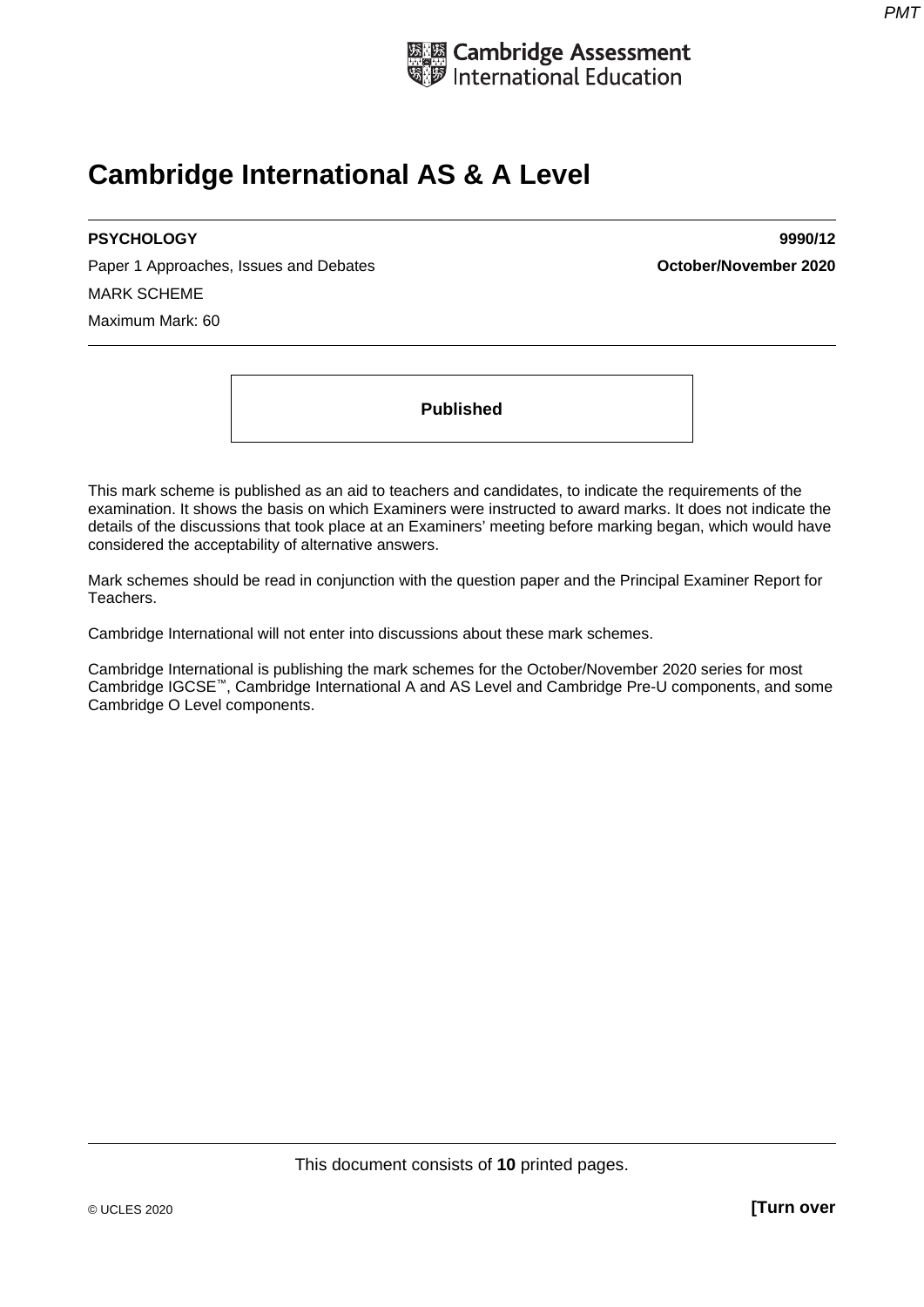Cambridge Assessment International Education

# Cambridge International AS & A Level

**PSYCHOLOGY** **9990/12**

Paper 1 Approaches, Issues and Debates **October/November 2020**

MARK SCHEME

Maximum Mark: 60

**Published**

This mark scheme is published as an aid to teachers and candidates, to indicate the requirements of the examination. It shows the basis on which Examiners were instructed to award marks. It does not indicate the details of the discussions that took place at an Examiners' meeting before marking began, which would have considered the acceptability of alternative answers.

Mark schemes should be read in conjunction with the question paper and the Principal Examiner Report for Teachers.

Cambridge International will not enter into discussions about these mark schemes.

Cambridge International is publishing the mark schemes for the October/November 2020 series for most Cambridge IGCSE™, Cambridge International A and AS Level and Cambridge Pre-U components, and some Cambridge O Level components.

This document consists of **10** printed pages.

© UCLES 2020 **[Turn over**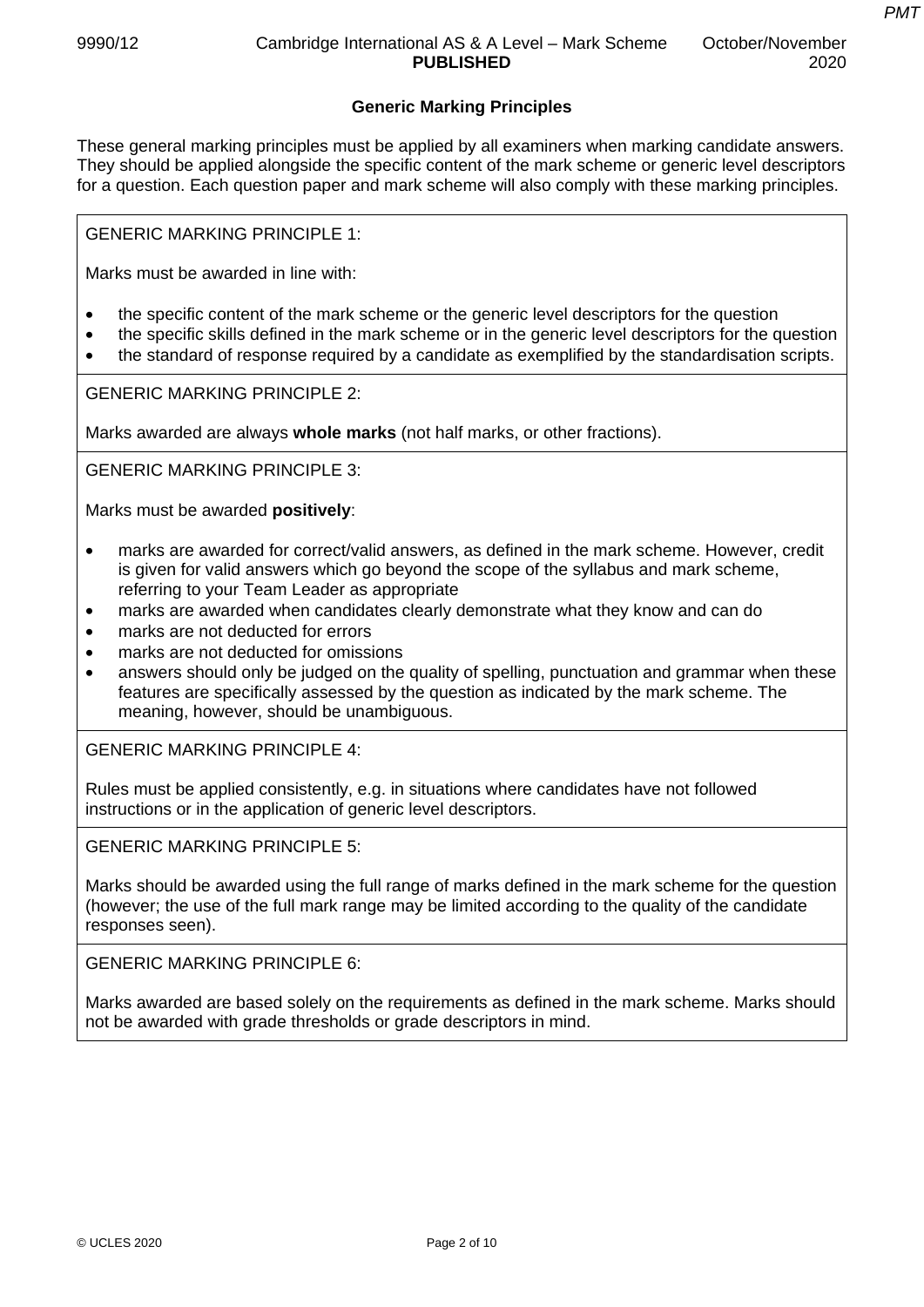## Generic Marking Principles

These general marking principles must be applied by all examiners when marking candidate answers. They should be applied alongside the specific content of the mark scheme or generic level descriptors for a question. Each question paper and mark scheme will also comply with these marking principles.

GENERIC MARKING PRINCIPLE 1:

Marks must be awarded in line with:

- the specific content of the mark scheme or the generic level descriptors for the question
- the specific skills defined in the mark scheme or in the generic level descriptors for the question
- the standard of response required by a candidate as exemplified by the standardisation scripts.

GENERIC MARKING PRINCIPLE 2:

Marks awarded are always **whole marks** (not half marks, or other fractions).

GENERIC MARKING PRINCIPLE 3:

Marks must be awarded **positively**:

- marks are awarded for correct/valid answers, as defined in the mark scheme. However, credit is given for valid answers which go beyond the scope of the syllabus and mark scheme, referring to your Team Leader as appropriate
- marks are awarded when candidates clearly demonstrate what they know and can do
- marks are not deducted for errors
- marks are not deducted for omissions
- answers should only be judged on the quality of spelling, punctuation and grammar when these features are specifically assessed by the question as indicated by the mark scheme. The meaning, however, should be unambiguous.

GENERIC MARKING PRINCIPLE 4:

Rules must be applied consistently, e.g. in situations where candidates have not followed instructions or in the application of generic level descriptors.

GENERIC MARKING PRINCIPLE 5:

Marks should be awarded using the full range of marks defined in the mark scheme for the question (however; the use of the full mark range may be limited according to the quality of the candidate responses seen).

GENERIC MARKING PRINCIPLE 6:

Marks awarded are based solely on the requirements as defined in the mark scheme. Marks should not be awarded with grade thresholds or grade descriptors in mind.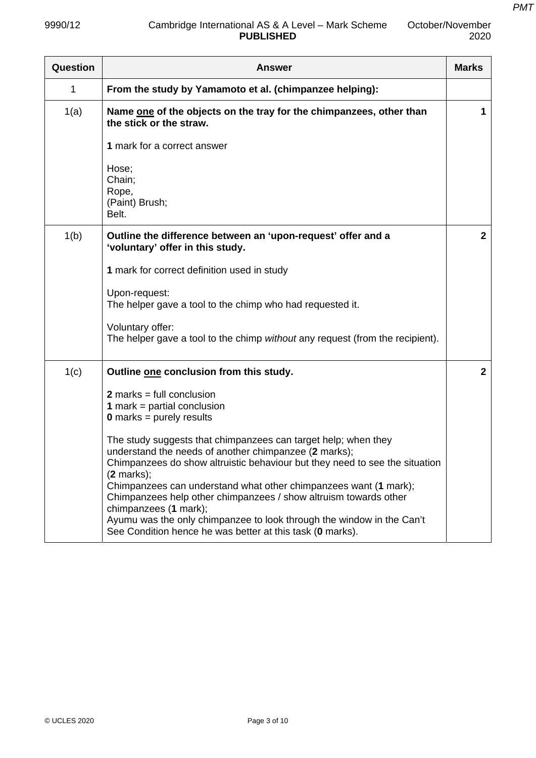| Question | Answer | Marks |
|---|---|---|
| 1 | **From the study by Yamamoto et al. (chimpanzee helping):** | |
| 1(a) | **Name one of the objects on the tray for the chimpanzees, other than the stick or the straw.**<br><br>**1** mark for a correct answer<br><br>Hose;<br>Chain;<br>Rope,<br>(Paint) Brush;<br>Belt. | **1** |
| 1(b) | **Outline the difference between an 'upon-request' offer and a 'voluntary' offer in this study.**<br><br>**1** mark for correct definition used in study<br><br>Upon-request:<br>The helper gave a tool to the chimp who had requested it.<br><br>Voluntary offer:<br>The helper gave a tool to the chimp *without* any request (from the recipient). | **2** |
| 1(c) | **Outline one conclusion from this study.**<br><br>**2** marks = full conclusion<br>**1** mark = partial conclusion<br>**0** marks = purely results<br><br>The study suggests that chimpanzees can target help; when they understand the needs of another chimpanzee (**2** marks);<br>Chimpanzees do show altruistic behaviour but they need to see the situation (**2** marks);<br>Chimpanzees can understand what other chimpanzees want (**1** mark);<br>Chimpanzees help other chimpanzees / show altruism towards other chimpanzees (**1** mark);<br>Ayumu was the only chimpanzee to look through the window in the Can't See Condition hence he was better at this task (**0** marks). | **2** |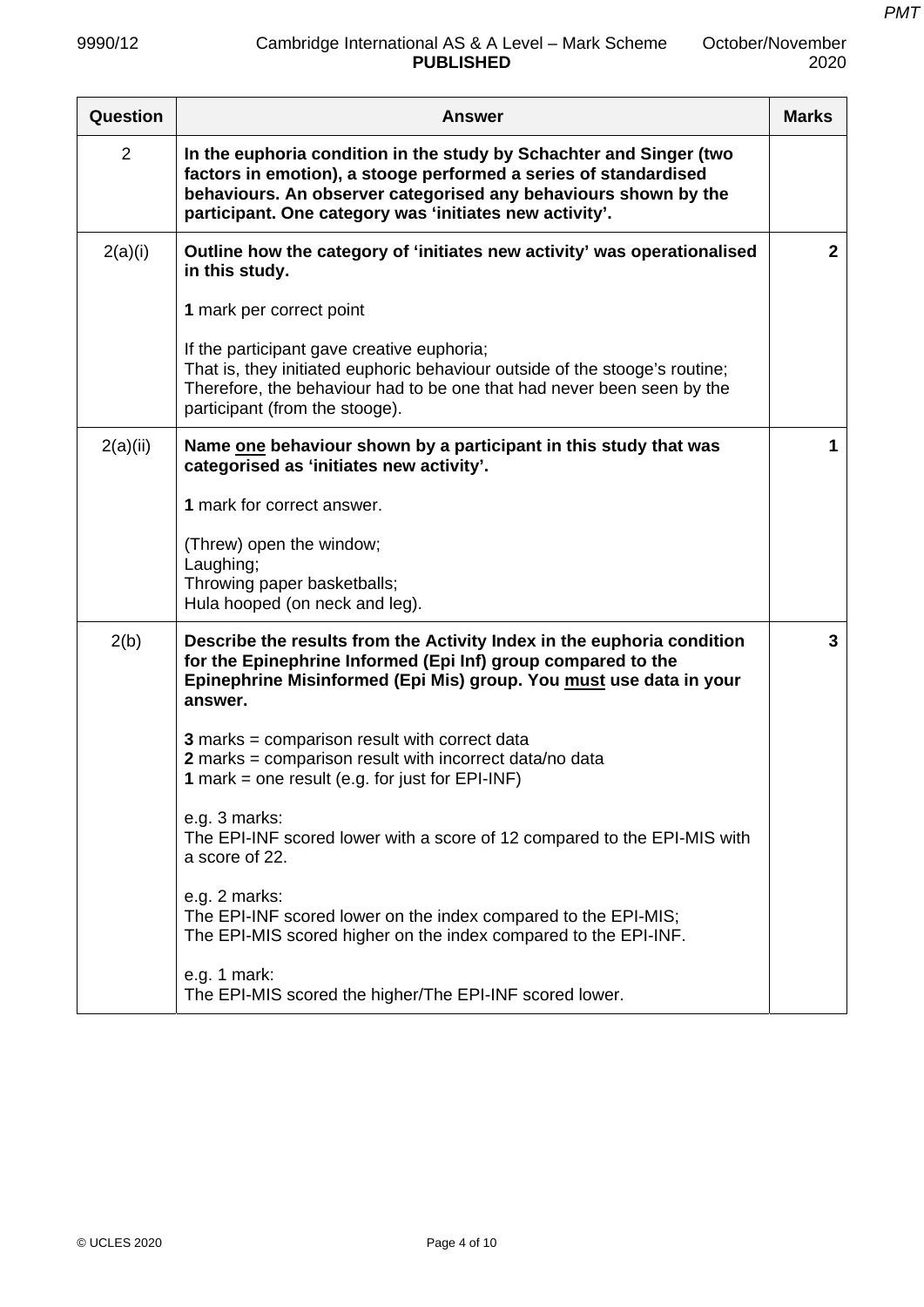| Question | Answer | Marks |
|---|---|---|
| 2 | **In the euphoria condition in the study by Schachter and Singer (two factors in emotion), a stooge performed a series of standardised behaviours. An observer categorised any behaviours shown by the participant. One category was 'initiates new activity'.** | |
| 2(a)(i) | **Outline how the category of 'initiates new activity' was operationalised in this study.**<br><br>**1** mark per correct point<br><br>If the participant gave creative euphoria;<br>That is, they initiated euphoric behaviour outside of the stooge's routine;<br>Therefore, the behaviour had to be one that had never been seen by the participant (from the stooge). | **2** |
| 2(a)(ii) | **Name <u>one</u> behaviour shown by a participant in this study that was categorised as 'initiates new activity'.**<br><br>**1** mark for correct answer.<br><br>(Threw) open the window;<br>Laughing;<br>Throwing paper basketballs;<br>Hula hooped (on neck and leg). | **1** |
| 2(b) | **Describe the results from the Activity Index in the euphoria condition for the Epinephrine Informed (Epi Inf) group compared to the Epinephrine Misinformed (Epi Mis) group. You <u>must</u> use data in your answer.**<br><br>**3** marks = comparison result with correct data<br>**2** marks = comparison result with incorrect data/no data<br>**1** mark = one result (e.g. for just for EPI-INF)<br><br>e.g. 3 marks:<br>The EPI-INF scored lower with a score of 12 compared to the EPI-MIS with a score of 22.<br><br>e.g. 2 marks:<br>The EPI-INF scored lower on the index compared to the EPI-MIS;<br>The EPI-MIS scored higher on the index compared to the EPI-INF.<br><br>e.g. 1 mark:<br>The EPI-MIS scored the higher/The EPI-INF scored lower. | **3** |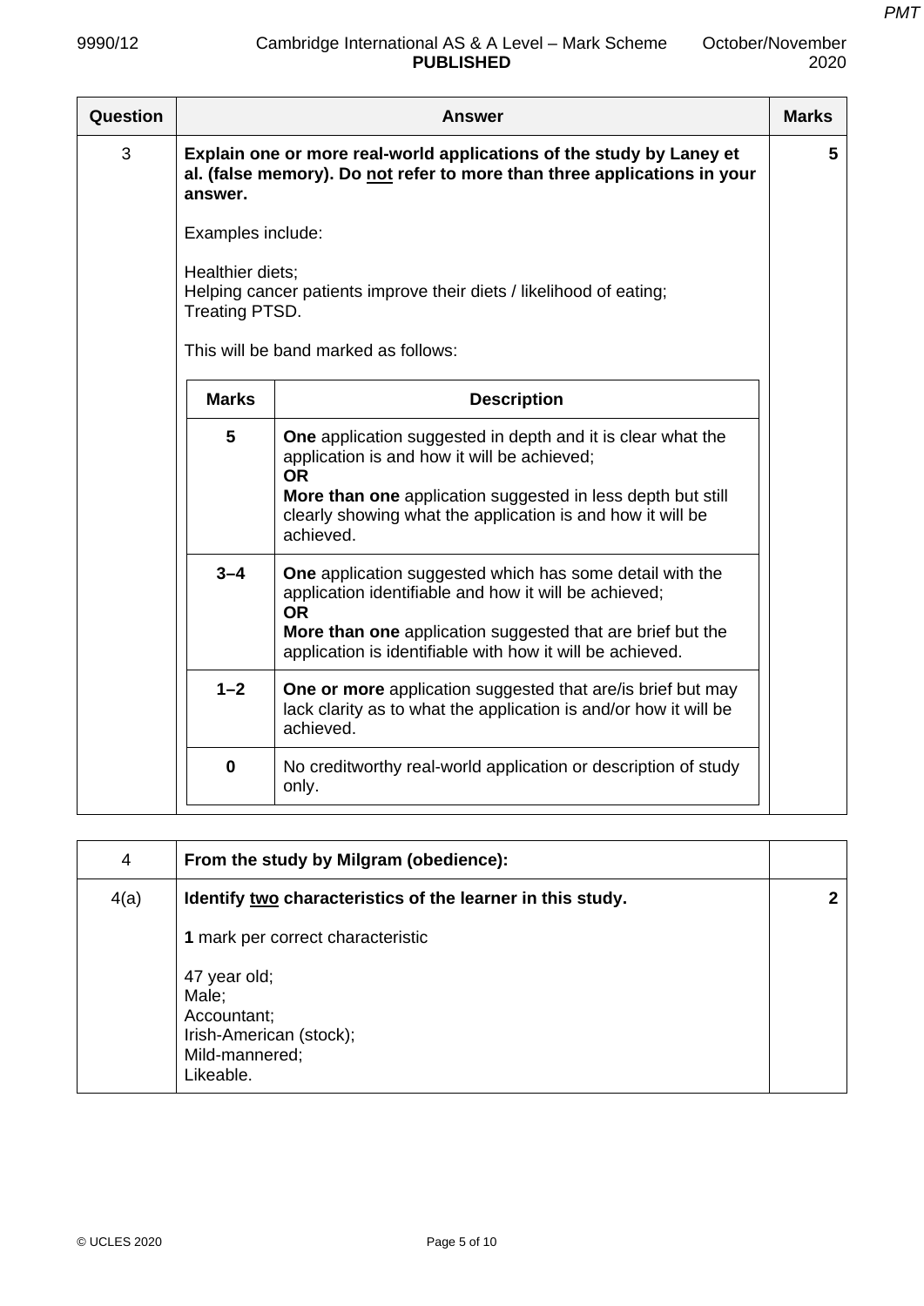| Question | Answer | Marks |
|---|---|---|
| 3 | **Explain one or more real-world applications of the study by Laney et al. (false memory). Do not refer to more than three applications in your answer.**<br><br>Examples include:<br><br>Healthier diets;<br>Helping cancer patients improve their diets / likelihood of eating;<br>Treating PTSD.<br><br>This will be band marked as follows: | 5 |

| Marks | Description |
|---|---|
| 5 | **One** application suggested in depth and it is clear what the application is and how it will be achieved;<br>**OR**<br>**More than one** application suggested in less depth but still clearly showing what the application is and how it will be achieved. |
| 3–4 | **One** application suggested which has some detail with the application identifiable and how it will be achieved;<br>**OR**<br>**More than one** application suggested that are brief but the application is identifiable with how it will be achieved. |
| 1–2 | **One or more** application suggested that are/is brief but may lack clarity as to what the application is and/or how it will be achieved. |
| 0 | No creditworthy real-world application or description of study only. |

| Question | Answer | Marks |
|---|---|---|
| 4 | **From the study by Milgram (obedience):** | |
| 4(a) | **Identify two characteristics of the learner in this study.**<br><br>**1** mark per correct characteristic<br><br>47 year old;<br>Male;<br>Accountant;<br>Irish-American (stock);<br>Mild-mannered;<br>Likeable. | 2 |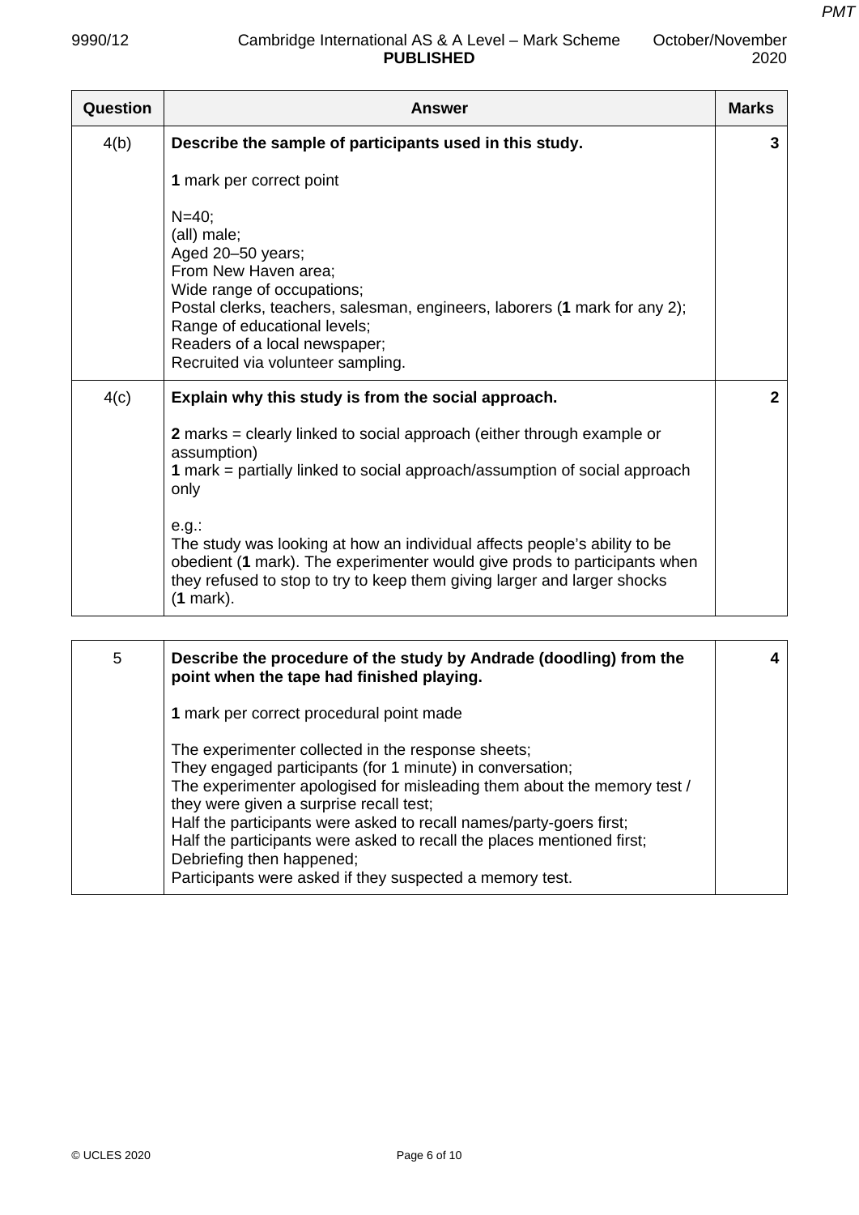| Question | Answer | Marks |
|---|---|---|
| 4(b) | **Describe the sample of participants used in this study.**<br><br>**1** mark per correct point<br><br>N=40;<br>(all) male;<br>Aged 20–50 years;<br>From New Haven area;<br>Wide range of occupations;<br>Postal clerks, teachers, salesman, engineers, laborers (**1** mark for any 2);<br>Range of educational levels;<br>Readers of a local newspaper;<br>Recruited via volunteer sampling. | **3** |
| 4(c) | **Explain why this study is from the social approach.**<br><br>**2** marks = clearly linked to social approach (either through example or assumption)<br>**1** mark = partially linked to social approach/assumption of social approach only<br><br>e.g.:<br>The study was looking at how an individual affects people's ability to be obedient (**1** mark). The experimenter would give prods to participants when they refused to stop to try to keep them giving larger and larger shocks (**1** mark). | **2** |

| Question | Answer | Marks |
|---|---|---|
| 5 | **Describe the procedure of the study by Andrade (doodling) from the point when the tape had finished playing.**<br><br>**1** mark per correct procedural point made<br><br>The experimenter collected in the response sheets;<br>They engaged participants (for 1 minute) in conversation;<br>The experimenter apologised for misleading them about the memory test / they were given a surprise recall test;<br>Half the participants were asked to recall names/party-goers first;<br>Half the participants were asked to recall the places mentioned first;<br>Debriefing then happened;<br>Participants were asked if they suspected a memory test. | **4** |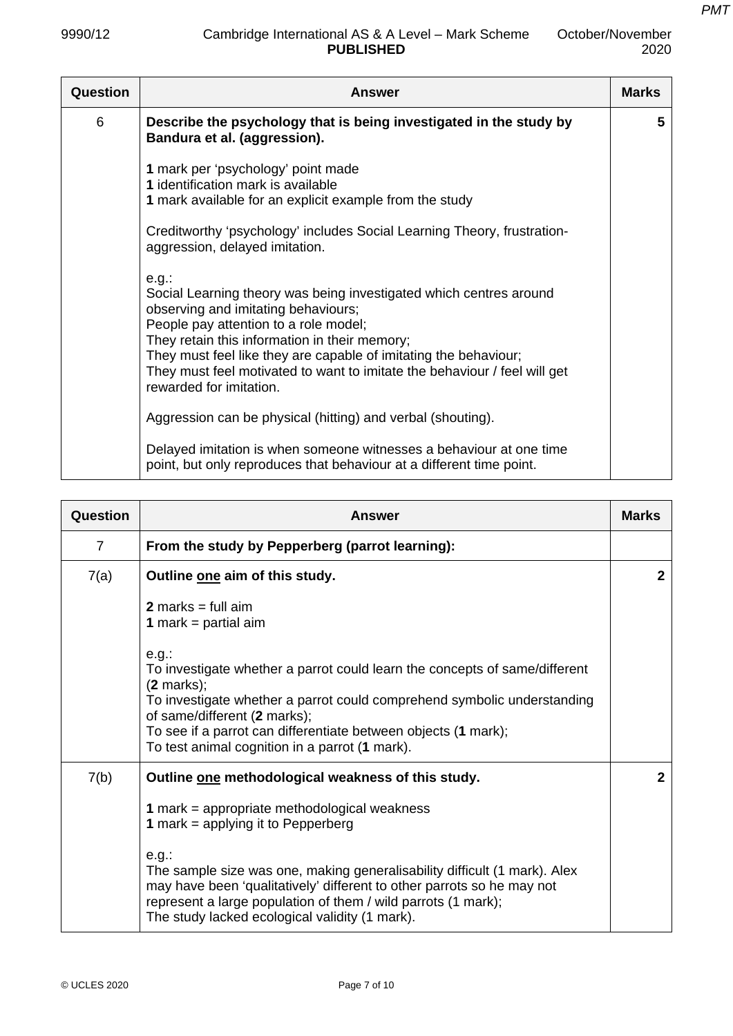| Question | Answer | Marks |
|---|---|---|
| 6 | **Describe the psychology that is being investigated in the study by Bandura et al. (aggression).**<br><br>**1** mark per 'psychology' point made<br>**1** identification mark is available<br>**1** mark available for an explicit example from the study<br><br>Creditworthy 'psychology' includes Social Learning Theory, frustration-aggression, delayed imitation.<br><br>e.g.:<br>Social Learning theory was being investigated which centres around observing and imitating behaviours;<br>People pay attention to a role model;<br>They retain this information in their memory;<br>They must feel like they are capable of imitating the behaviour;<br>They must feel motivated to want to imitate the behaviour / feel will get rewarded for imitation.<br><br>Aggression can be physical (hitting) and verbal (shouting).<br><br>Delayed imitation is when someone witnesses a behaviour at one time point, but only reproduces that behaviour at a different time point. | **5** |

| Question | Answer | Marks |
|---|---|---|
| 7 | **From the study by Pepperberg (parrot learning):** | |
| 7(a) | **Outline <u>one</u> aim of this study.**<br><br>**2** marks = full aim<br>**1** mark = partial aim<br><br>e.g.:<br>To investigate whether a parrot could learn the concepts of same/different (**2** marks);<br>To investigate whether a parrot could comprehend symbolic understanding of same/different (**2** marks);<br>To see if a parrot can differentiate between objects (**1** mark);<br>To test animal cognition in a parrot (**1** mark). | **2** |
| 7(b) | **Outline <u>one</u> methodological weakness of this study.**<br><br>**1** mark = appropriate methodological weakness<br>**1** mark = applying it to Pepperberg<br><br>e.g.:<br>The sample size was one, making generalisability difficult (1 mark). Alex may have been 'qualitatively' different to other parrots so he may not represent a large population of them / wild parrots (1 mark);<br>The study lacked ecological validity (1 mark). | **2** |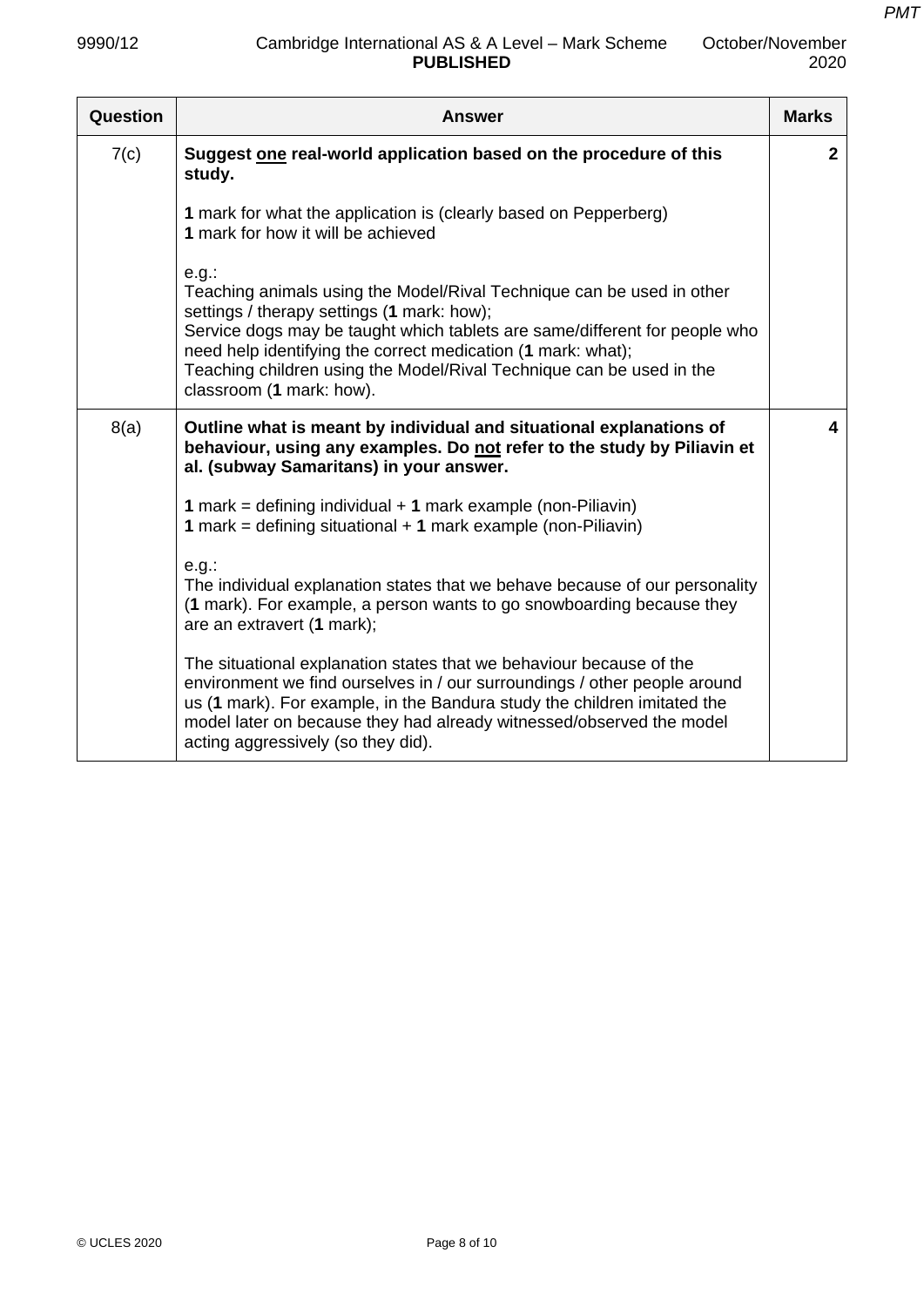| Question | Answer | Marks |
|---|---|---|
| 7(c) | **Suggest <u>one</u> real-world application based on the procedure of this study.**<br><br>**1** mark for what the application is (clearly based on Pepperberg)<br>**1** mark for how it will be achieved<br><br>e.g.:<br>Teaching animals using the Model/Rival Technique can be used in other settings / therapy settings (**1** mark: how);<br>Service dogs may be taught which tablets are same/different for people who need help identifying the correct medication (**1** mark: what);<br>Teaching children using the Model/Rival Technique can be used in the classroom (**1** mark: how). | **2** |
| 8(a) | **Outline what is meant by individual and situational explanations of behaviour, using any examples. Do <u>not</u> refer to the study by Piliavin et al. (subway Samaritans) in your answer.**<br><br>**1** mark = defining individual + **1** mark example (non-Piliavin)<br>**1** mark = defining situational + **1** mark example (non-Piliavin)<br><br>e.g.:<br>The individual explanation states that we behave because of our personality (**1** mark). For example, a person wants to go snowboarding because they are an extravert (**1** mark);<br><br>The situational explanation states that we behaviour because of the environment we find ourselves in / our surroundings / other people around us (**1** mark). For example, in the Bandura study the children imitated the model later on because they had already witnessed/observed the model acting aggressively (so they did). | **4** |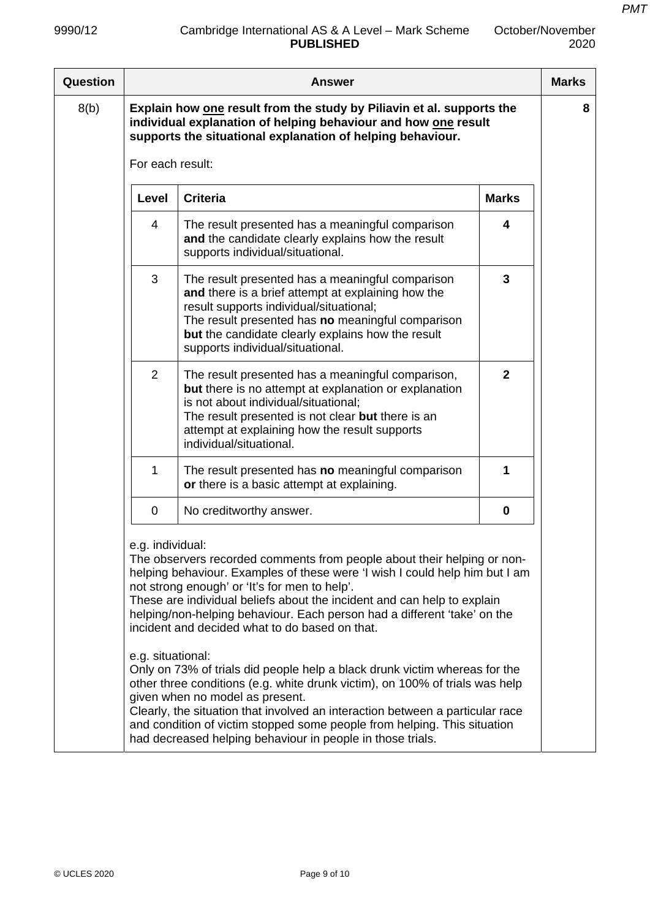| Question | Answer | Marks |
|---|---|---|
| 8(b) | **Explain how <u>one</u> result from the study by Piliavin et al. supports the individual explanation of helping behaviour and how <u>one</u> result supports the situational explanation of helping behaviour.**<br><br>For each result: | 8 |

| Level | Criteria | Marks |
|---|---|---|
| 4 | The result presented has a meaningful comparison **and** the candidate clearly explains how the result supports individual/situational. | **4** |
| 3 | The result presented has a meaningful comparison **and** there is a brief attempt at explaining how the result supports individual/situational;<br>The result presented has **no** meaningful comparison **but** the candidate clearly explains how the result supports individual/situational. | **3** |
| 2 | The result presented has a meaningful comparison, **but** there is no attempt at explanation or explanation is not about individual/situational;<br>The result presented is not clear **but** there is an attempt at explaining how the result supports individual/situational. | **2** |
| 1 | The result presented has **no** meaningful comparison **or** there is a basic attempt at explaining. | **1** |
| 0 | No creditworthy answer. | **0** |

e.g. individual:
The observers recorded comments from people about their helping or non-helping behaviour. Examples of these were 'I wish I could help him but I am not strong enough' or 'It's for men to help'.
These are individual beliefs about the incident and can help to explain helping/non-helping behaviour. Each person had a different 'take' on the incident and decided what to do based on that.

e.g. situational:
Only on 73% of trials did people help a black drunk victim whereas for the other three conditions (e.g. white drunk victim), on 100% of trials was help given when no model as present.
Clearly, the situation that involved an interaction between a particular race and condition of victim stopped some people from helping. This situation had decreased helping behaviour in people in those trials.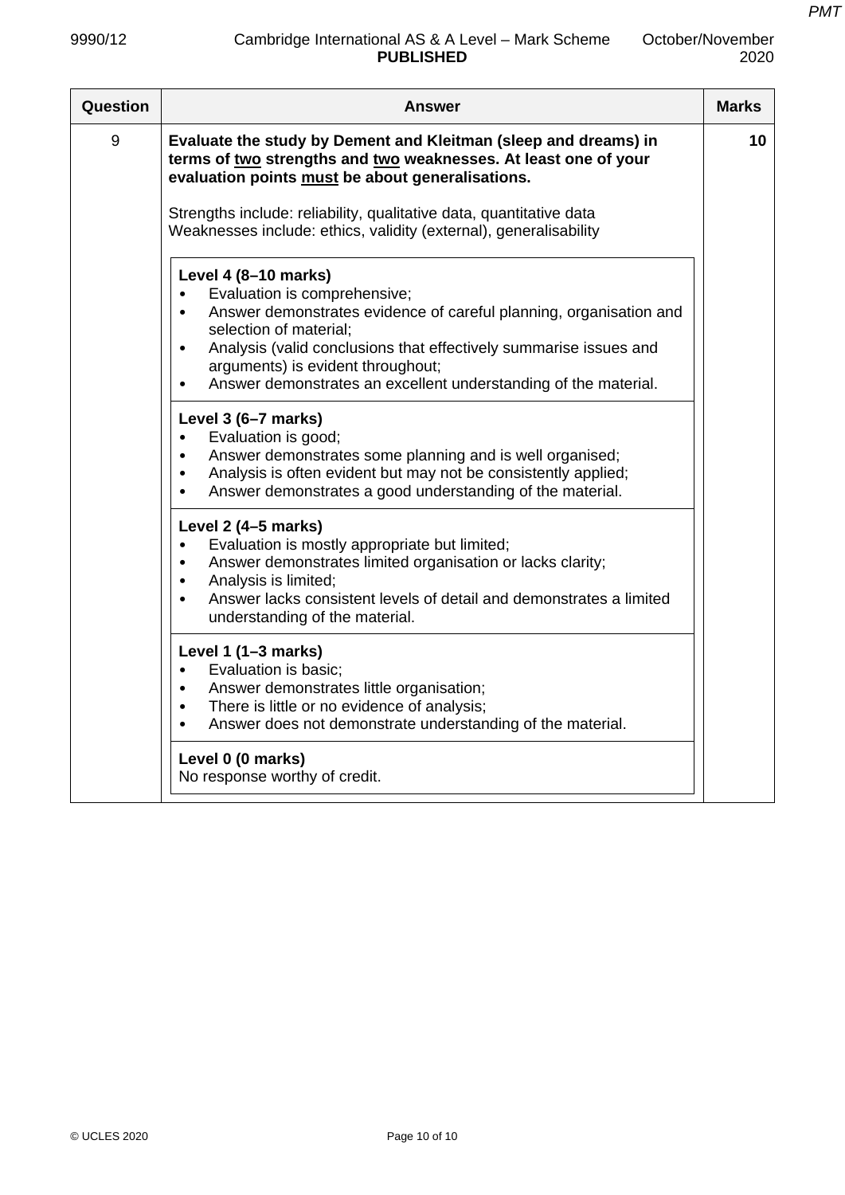| Question | Answer | Marks |
|---|---|---|
| 9 | **Evaluate the study by Dement and Kleitman (sleep and dreams) in terms of <u>two</u> strengths and <u>two</u> weaknesses. At least one of your evaluation points <u>must</u> be about generalisations.**<br><br>Strengths include: reliability, qualitative data, quantitative data<br>Weaknesses include: ethics, validity (external), generalisability<br><br>**Level 4 (8–10 marks)**<br>• Evaluation is comprehensive;<br>• Answer demonstrates evidence of careful planning, organisation and selection of material;<br>• Analysis (valid conclusions that effectively summarise issues and arguments) is evident throughout;<br>• Answer demonstrates an excellent understanding of the material.<br><br>**Level 3 (6–7 marks)**<br>• Evaluation is good;<br>• Answer demonstrates some planning and is well organised;<br>• Analysis is often evident but may not be consistently applied;<br>• Answer demonstrates a good understanding of the material.<br><br>**Level 2 (4–5 marks)**<br>• Evaluation is mostly appropriate but limited;<br>• Answer demonstrates limited organisation or lacks clarity;<br>• Analysis is limited;<br>• Answer lacks consistent levels of detail and demonstrates a limited understanding of the material.<br><br>**Level 1 (1–3 marks)**<br>• Evaluation is basic;<br>• Answer demonstrates little organisation;<br>• There is little or no evidence of analysis;<br>• Answer does not demonstrate understanding of the material.<br><br>**Level 0 (0 marks)**<br>No response worthy of credit. | 10 |